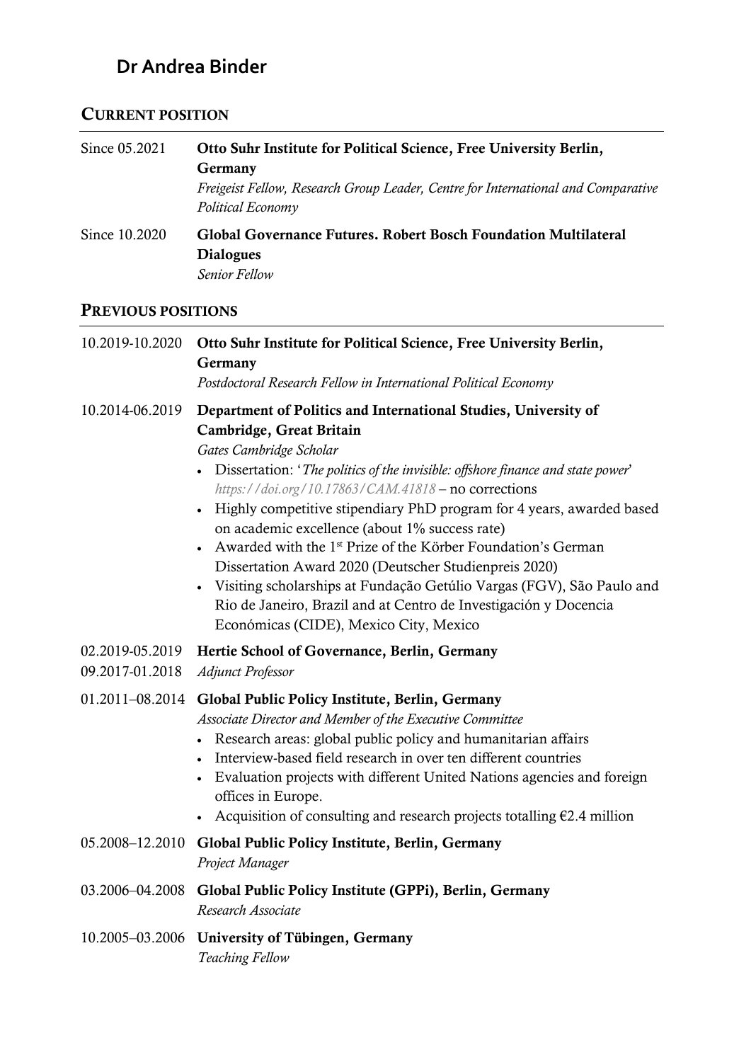# Dr Andrea Binder

## CURRENT POSITION

Since 05.2021 **Otto Suhr Institute for Political Science, Free University Berlin, Germany**
*Freigeist Fellow, Research Group Leader, Centre for International and Comparative Political Economy*

Since 10.2020 **Global Governance Futures. Robert Bosch Foundation Multilateral Dialogues**
*Senior Fellow*

## PREVIOUS POSITIONS

10.2019-10.2020 **Otto Suhr Institute for Political Science, Free University Berlin, Germany**
*Postdoctoral Research Fellow in International Political Economy*

10.2014-06.2019 **Department of Politics and International Studies, University of Cambridge, Great Britain**
*Gates Cambridge Scholar*

- Dissertation: '*The politics of the invisible: offshore finance and state power*' *https://doi.org/10.17863/CAM.41818* – no corrections
- Highly competitive stipendiary PhD program for 4 years, awarded based on academic excellence (about 1% success rate)
- Awarded with the 1st Prize of the Körber Foundation's German Dissertation Award 2020 (Deutscher Studienpreis 2020)
- Visiting scholarships at Fundação Getúlio Vargas (FGV), São Paulo and Rio de Janeiro, Brazil and at Centro de Investigación y Docencia Económicas (CIDE), Mexico City, Mexico

02.2019-05.2019
09.2017-01.2018 **Hertie School of Governance, Berlin, Germany**
*Adjunct Professor*

01.2011–08.2014 **Global Public Policy Institute, Berlin, Germany**
*Associate Director and Member of the Executive Committee*

- Research areas: global public policy and humanitarian affairs
- Interview-based field research in over ten different countries
- Evaluation projects with different United Nations agencies and foreign offices in Europe.
- Acquisition of consulting and research projects totalling €2.4 million

05.2008–12.2010 **Global Public Policy Institute, Berlin, Germany**
*Project Manager*

03.2006–04.2008 **Global Public Policy Institute (GPPi), Berlin, Germany**
*Research Associate*

10.2005–03.2006 **University of Tübingen, Germany**
*Teaching Fellow*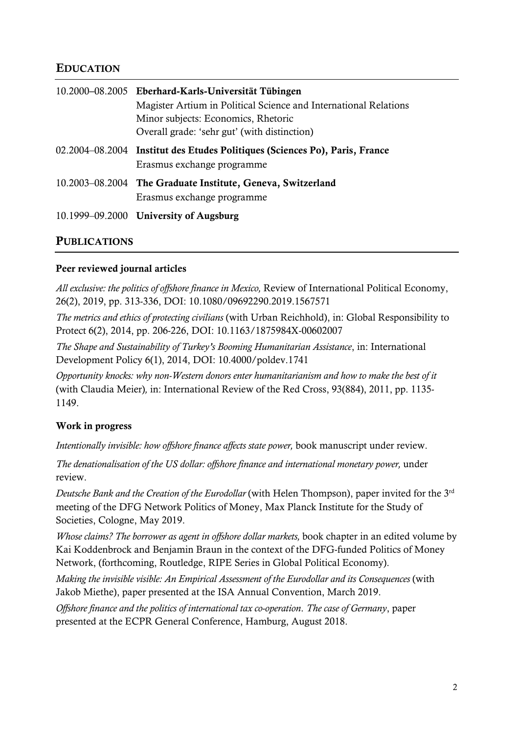## EDUCATION

| | |
|---|---|
| 10.2000–08.2005 | **Eberhard-Karls-Universität Tübingen**<br>Magister Artium in Political Science and International Relations<br>Minor subjects: Economics, Rhetoric<br>Overall grade: 'sehr gut' (with distinction) |
| 02.2004–08.2004 | **Institut des Etudes Politiques (Sciences Po), Paris, France**<br>Erasmus exchange programme |
| 10.2003–08.2004 | **The Graduate Institute, Geneva, Switzerland**<br>Erasmus exchange programme |
| 10.1999–09.2000 | **University of Augsburg** |

## PUBLICATIONS

### Peer reviewed journal articles

*All exclusive: the politics of offshore finance in Mexico,* Review of International Political Economy, 26(2), 2019, pp. 313-336, DOI: 10.1080/09692290.2019.1567571

*The metrics and ethics of protecting civilians* (with Urban Reichhold), in: Global Responsibility to Protect 6(2), 2014, pp. 206-226, DOI: 10.1163/1875984X-00602007

*The Shape and Sustainability of Turkey's Booming Humanitarian Assistance*, in: International Development Policy 6(1), 2014, DOI: 10.4000/poldev.1741

*Opportunity knocks: why non-Western donors enter humanitarianism and how to make the best of it* (with Claudia Meier)*,* in: International Review of the Red Cross, 93(884), 2011, pp. 1135-1149.

### Work in progress

*Intentionally invisible: how offshore finance affects state power,* book manuscript under review.

*The denationalisation of the US dollar: offshore finance and international monetary power,* under review.

*Deutsche Bank and the Creation of the Eurodollar* (with Helen Thompson), paper invited for the 3rd meeting of the DFG Network Politics of Money, Max Planck Institute for the Study of Societies, Cologne, May 2019.

*Whose claims? The borrower as agent in offshore dollar markets,* book chapter in an edited volume by Kai Koddenbrock and Benjamin Braun in the context of the DFG-funded Politics of Money Network, (forthcoming, Routledge, RIPE Series in Global Political Economy).

*Making the invisible visible: An Empirical Assessment of the Eurodollar and its Consequences* (with Jakob Miethe), paper presented at the ISA Annual Convention, March 2019.

*Offshore finance and the politics of international tax co-operation. The case of Germany*, paper presented at the ECPR General Conference, Hamburg, August 2018.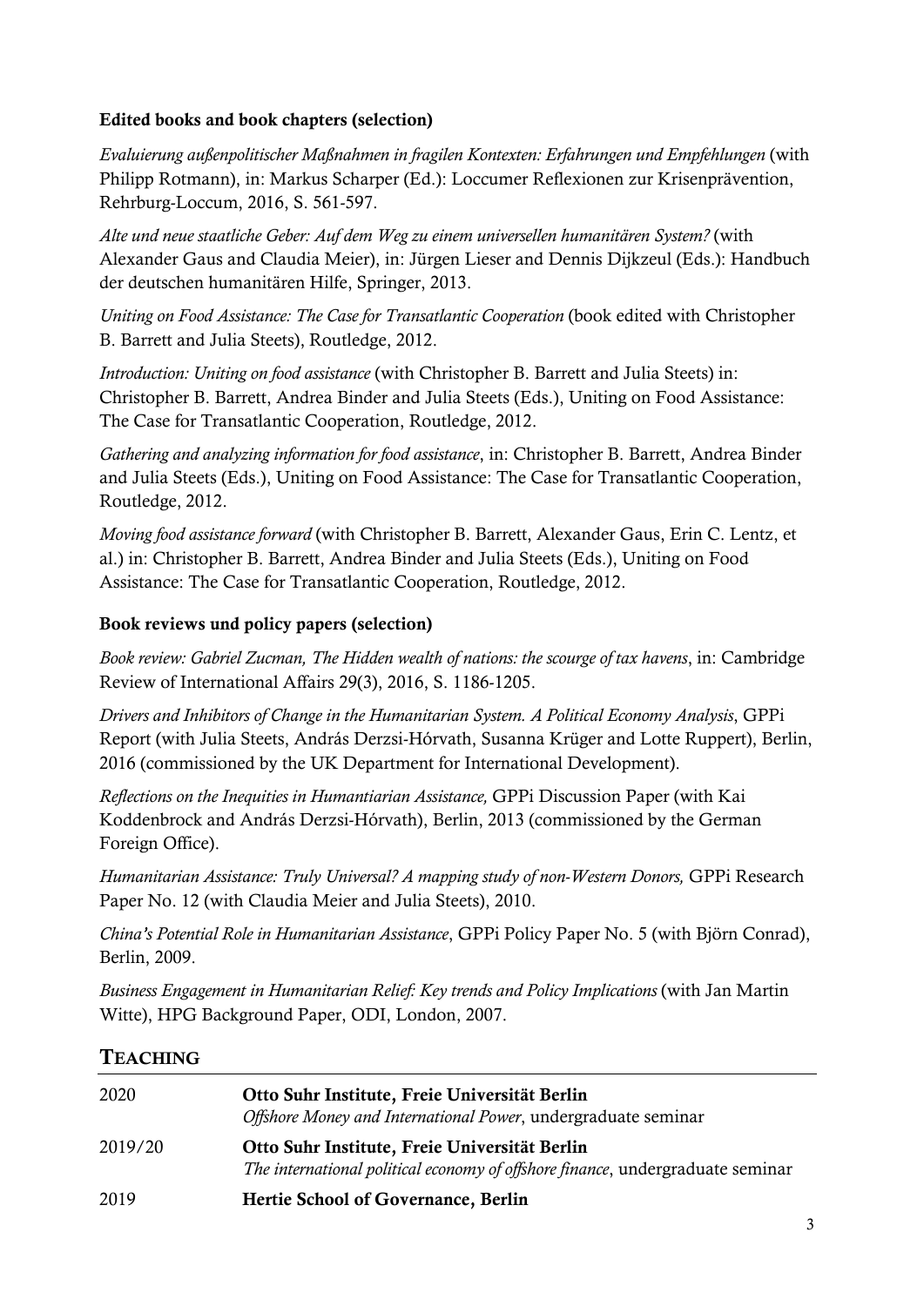### Edited books and book chapters (selection)

*Evaluierung außenpolitischer Maßnahmen in fragilen Kontexten: Erfahrungen und Empfehlungen* (with Philipp Rotmann), in: Markus Scharper (Ed.): Loccumer Reflexionen zur Krisenprävention, Rehrburg-Loccum, 2016, S. 561-597.

*Alte und neue staatliche Geber: Auf dem Weg zu einem universellen humanitären System?* (with Alexander Gaus and Claudia Meier), in: Jürgen Lieser and Dennis Dijkzeul (Eds.): Handbuch der deutschen humanitären Hilfe, Springer, 2013.

*Uniting on Food Assistance: The Case for Transatlantic Cooperation* (book edited with Christopher B. Barrett and Julia Steets), Routledge, 2012.

*Introduction: Uniting on food assistance* (with Christopher B. Barrett and Julia Steets) in: Christopher B. Barrett, Andrea Binder and Julia Steets (Eds.), Uniting on Food Assistance: The Case for Transatlantic Cooperation, Routledge, 2012.

*Gathering and analyzing information for food assistance*, in: Christopher B. Barrett, Andrea Binder and Julia Steets (Eds.), Uniting on Food Assistance: The Case for Transatlantic Cooperation, Routledge, 2012.

*Moving food assistance forward* (with Christopher B. Barrett, Alexander Gaus, Erin C. Lentz, et al.) in: Christopher B. Barrett, Andrea Binder and Julia Steets (Eds.), Uniting on Food Assistance: The Case for Transatlantic Cooperation, Routledge, 2012.

### Book reviews und policy papers (selection)

*Book review: Gabriel Zucman, The Hidden wealth of nations: the scourge of tax havens*, in: Cambridge Review of International Affairs 29(3), 2016, S. 1186-1205.

*Drivers and Inhibitors of Change in the Humanitarian System. A Political Economy Analysis*, GPPi Report (with Julia Steets, András Derzsi-Hórvath, Susanna Krüger and Lotte Ruppert), Berlin, 2016 (commissioned by the UK Department for International Development).

*Reflections on the Inequities in Humantiarian Assistance,* GPPi Discussion Paper (with Kai Koddenbrock and András Derzsi-Hórvath), Berlin, 2013 (commissioned by the German Foreign Office).

*Humanitarian Assistance: Truly Universal? A mapping study of non-Western Donors,* GPPi Research Paper No. 12 (with Claudia Meier and Julia Steets), 2010.

*China's Potential Role in Humanitarian Assistance*, GPPi Policy Paper No. 5 (with Björn Conrad), Berlin, 2009.

*Business Engagement in Humanitarian Relief: Key trends and Policy Implications* (with Jan Martin Witte), HPG Background Paper, ODI, London, 2007.

## TEACHING

| | |
|---|---|
| 2020 | **Otto Suhr Institute, Freie Universität Berlin**<br>*Offshore Money and International Power*, undergraduate seminar |
| 2019/20 | **Otto Suhr Institute, Freie Universität Berlin**<br>*The international political economy of offshore finance*, undergraduate seminar |
| 2019 | **Hertie School of Governance, Berlin** |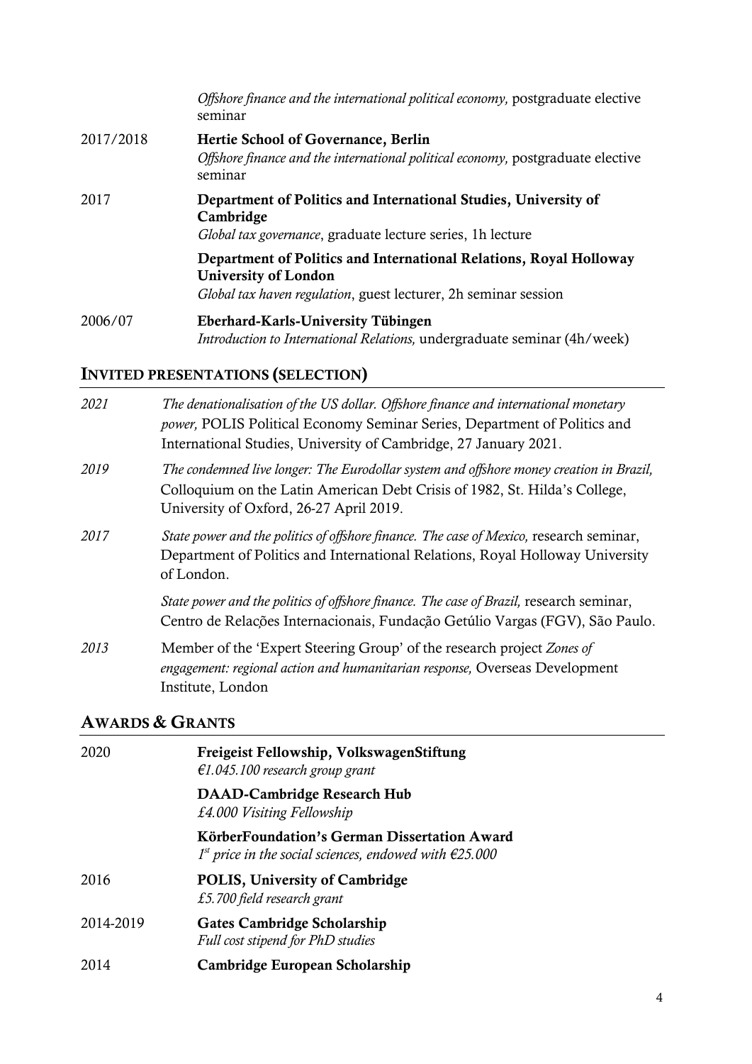| | |
|---|---|
| | *Offshore finance and the international political economy,* postgraduate elective seminar |
| 2017/2018 | **Hertie School of Governance, Berlin**<br>*Offshore finance and the international political economy,* postgraduate elective seminar |
| 2017 | **Department of Politics and International Studies, University of Cambridge**<br>*Global tax governance*, graduate lecture series, 1h lecture |
| | **Department of Politics and International Relations, Royal Holloway University of London**<br>*Global tax haven regulation*, guest lecturer, 2h seminar session |
| 2006/07 | **Eberhard-Karls-University Tübingen**<br>*Introduction to International Relations,* undergraduate seminar (4h/week) |

## INVITED PRESENTATIONS (SELECTION)

| | |
|---|---|
| *2021* | *The denationalisation of the US dollar. Offshore finance and international monetary power,* POLIS Political Economy Seminar Series, Department of Politics and International Studies, University of Cambridge, 27 January 2021. |
| *2019* | *The condemned live longer: The Eurodollar system and offshore money creation in Brazil,* Colloquium on the Latin American Debt Crisis of 1982, St. Hilda's College, University of Oxford, 26-27 April 2019. |
| *2017* | *State power and the politics of offshore finance. The case of Mexico,* research seminar, Department of Politics and International Relations, Royal Holloway University of London. |
| | *State power and the politics of offshore finance. The case of Brazil,* research seminar, Centro de Relações Internacionais, Fundação Getúlio Vargas (FGV), São Paulo. |
| *2013* | Member of the 'Expert Steering Group' of the research project *Zones of engagement: regional action and humanitarian response,* Overseas Development Institute, London |

## AWARDS & GRANTS

| | |
|---|---|
| 2020 | **Freigeist Fellowship, VolkswagenStiftung**<br>*€1.045.100 research group grant* |
| | **DAAD-Cambridge Research Hub**<br>*£4.000 Visiting Fellowship* |
| | **KörberFoundation's German Dissertation Award**<br>*1st price in the social sciences, endowed with €25.000* |
| 2016 | **POLIS, University of Cambridge**<br>*£5.700 field research grant* |
| 2014-2019 | **Gates Cambridge Scholarship**<br>*Full cost stipend for PhD studies* |
| 2014 | **Cambridge European Scholarship** |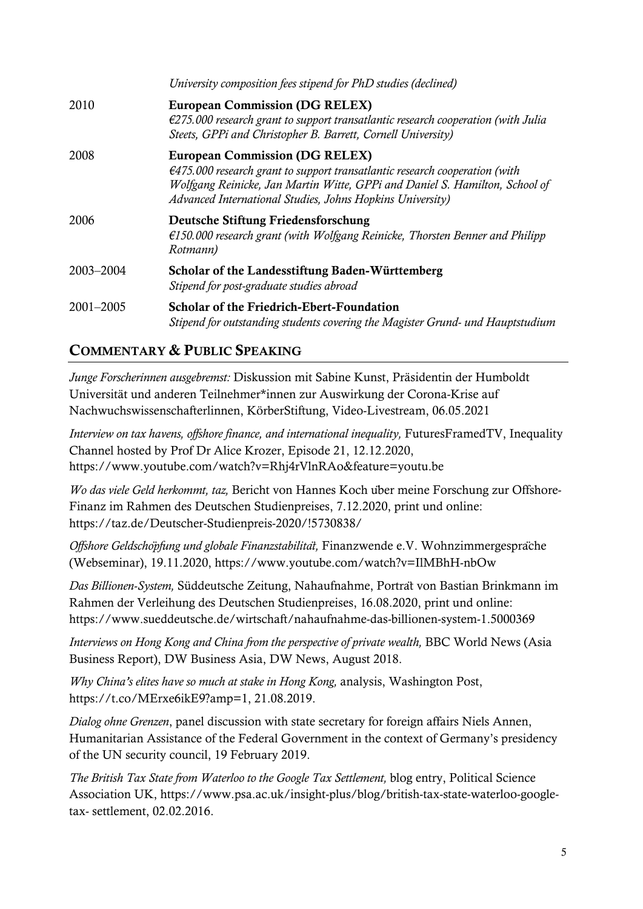| | |
|---|---|
| | *University composition fees stipend for PhD studies (declined)* |
| 2010 | **European Commission (DG RELEX)**<br>*€275.000 research grant to support transatlantic research cooperation (with Julia Steets, GPPi and Christopher B. Barrett, Cornell University)* |
| 2008 | **European Commission (DG RELEX)**<br>*€475.000 research grant to support transatlantic research cooperation (with Wolfgang Reinicke, Jan Martin Witte, GPPi and Daniel S. Hamilton, School of Advanced International Studies, Johns Hopkins University)* |
| 2006 | **Deutsche Stiftung Friedensforschung**<br>*€150.000 research grant (with Wolfgang Reinicke, Thorsten Benner and Philipp Rotmann)* |
| 2003–2004 | **Scholar of the Landesstiftung Baden-Württemberg**<br>*Stipend for post-graduate studies abroad* |
| 2001–2005 | **Scholar of the Friedrich-Ebert-Foundation**<br>*Stipend for outstanding students covering the Magister Grund- und Hauptstudium* |

## COMMENTARY & PUBLIC SPEAKING

*Junge Forscherinnen ausgebremst:* Diskussion mit Sabine Kunst, Präsidentin der Humboldt Universität und anderen Teilnehmer*innen zur Auswirkung der Corona-Krise auf Nachwuchswissenschafterlinnen, KörberStiftung, Video-Livestream, 06.05.2021

*Interview on tax havens, offshore finance, and international inequality,* FuturesFramedTV, Inequality Channel hosted by Prof Dr Alice Krozer, Episode 21, 12.12.2020, https://www.youtube.com/watch?v=Rhj4rVlnRAo&feature=youtu.be

*Wo das viele Geld herkommt, taz,* Bericht von Hannes Koch über meine Forschung zur Offshore-Finanz im Rahmen des Deutschen Studienpreises, 7.12.2020, print und online: https://taz.de/Deutscher-Studienpreis-2020/!5730838/

*Offshore Geldschöpfung und globale Finanzstabilität,* Finanzwende e.V. Wohnzimmergespräche (Webseminar), 19.11.2020, https://www.youtube.com/watch?v=IlMBhH-nbOw

*Das Billionen-System,* Süddeutsche Zeitung, Nahaufnahme, Porträt von Bastian Brinkmann im Rahmen der Verleihung des Deutschen Studienpreises, 16.08.2020, print und online: https://www.sueddeutsche.de/wirtschaft/nahaufnahme-das-billionen-system-1.5000369

*Interviews on Hong Kong and China from the perspective of private wealth,* BBC World News (Asia Business Report), DW Business Asia, DW News, August 2018.

*Why China's elites have so much at stake in Hong Kong,* analysis, Washington Post, https://t.co/MErxe6ikE9?amp=1, 21.08.2019.

*Dialog ohne Grenzen*, panel discussion with state secretary for foreign affairs Niels Annen, Humanitarian Assistance of the Federal Government in the context of Germany's presidency of the UN security council, 19 February 2019.

*The British Tax State from Waterloo to the Google Tax Settlement,* blog entry, Political Science Association UK, https://www.psa.ac.uk/insight-plus/blog/british-tax-state-waterloo-google-tax- settlement, 02.02.2016.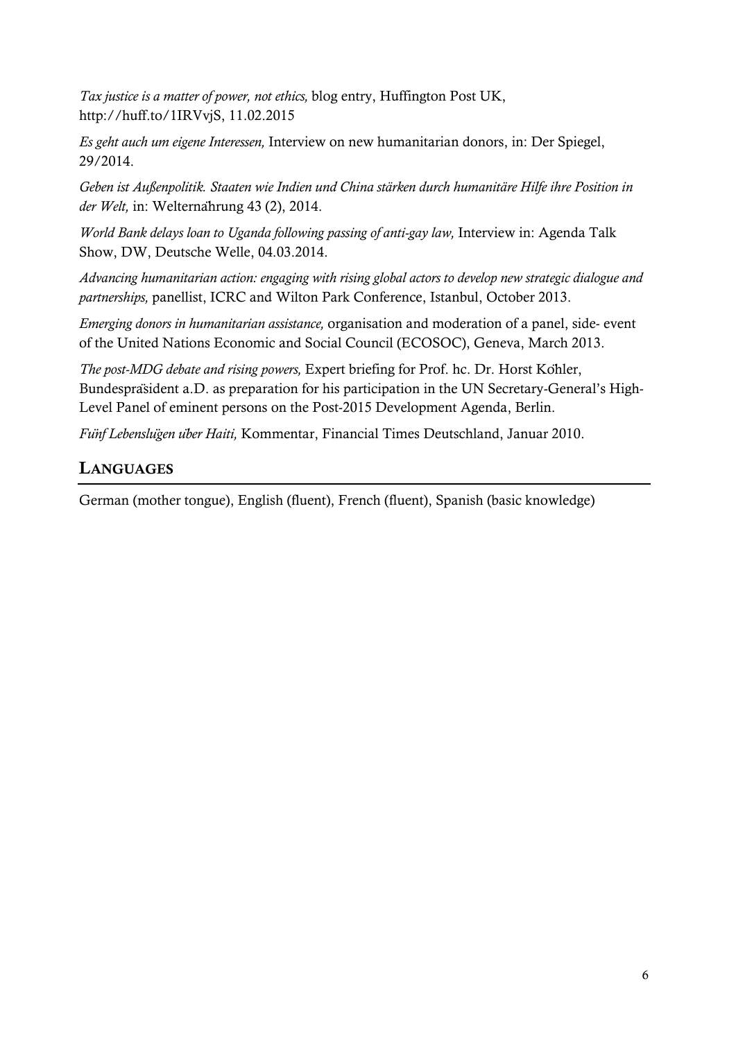*Tax justice is a matter of power, not ethics,* blog entry, Huffington Post UK, http://huff.to/1IRVvjS, 11.02.2015

*Es geht auch um eigene Interessen,* Interview on new humanitarian donors, in: Der Spiegel, 29/2014.

*Geben ist Außenpolitik. Staaten wie Indien und China stärken durch humanitäre Hilfe ihre Position in der Welt,* in: Welternährung 43 (2), 2014.

*World Bank delays loan to Uganda following passing of anti-gay law,* Interview in: Agenda Talk Show, DW, Deutsche Welle, 04.03.2014.

*Advancing humanitarian action: engaging with rising global actors to develop new strategic dialogue and partnerships,* panellist, ICRC and Wilton Park Conference, Istanbul, October 2013.

*Emerging donors in humanitarian assistance,* organisation and moderation of a panel, side- event of the United Nations Economic and Social Council (ECOSOC), Geneva, March 2013.

*The post-MDG debate and rising powers,* Expert briefing for Prof. hc. Dr. Horst Köhler, Bundespräsident a.D. as preparation for his participation in the UN Secretary-General's High-Level Panel of eminent persons on the Post-2015 Development Agenda, Berlin.

*Fünf Lebenslügen über Haiti,* Kommentar, Financial Times Deutschland, Januar 2010.

## LANGUAGES

German (mother tongue), English (fluent), French (fluent), Spanish (basic knowledge)